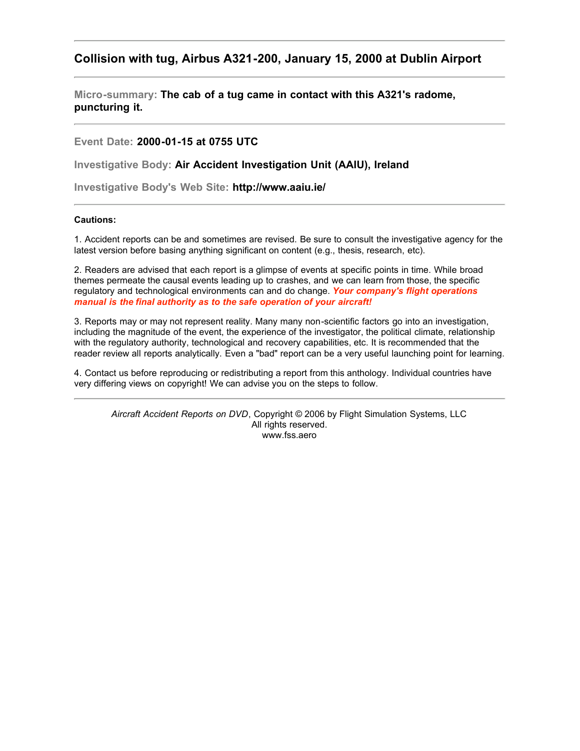## Collision with tug, Airbus A321-200, January 15, 2000 at Dublin Airport

---

**Micro-summary:** **The cab of a tug came in contact with this A321's radome, puncturing it.**

---

**Event Date:** **2000-01-15 at 0755 UTC**

**Investigative Body:** **Air Accident Investigation Unit (AAIU), Ireland**

**Investigative Body's Web Site:** **http://www.aaiu.ie/**

---

**Cautions:**

1. Accident reports can be and sometimes are revised. Be sure to consult the investigative agency for the latest version before basing anything significant on content (e.g., thesis, research, etc).

2. Readers are advised that each report is a glimpse of events at specific points in time. While broad themes permeate the causal events leading up to crashes, and we can learn from those, the specific regulatory and technological environments can and do change. ***Your company's flight operations manual is the final authority as to the safe operation of your aircraft!***

3. Reports may or may not represent reality. Many many non-scientific factors go into an investigation, including the magnitude of the event, the experience of the investigator, the political climate, relationship with the regulatory authority, technological and recovery capabilities, etc. It is recommended that the reader review all reports analytically. Even a "bad" report can be a very useful launching point for learning.

4. Contact us before reproducing or redistributing a report from this anthology. Individual countries have very differing views on copyright! We can advise you on the steps to follow.

---

*Aircraft Accident Reports on DVD*, Copyright © 2006 by Flight Simulation Systems, LLC
All rights reserved.
www.fss.aero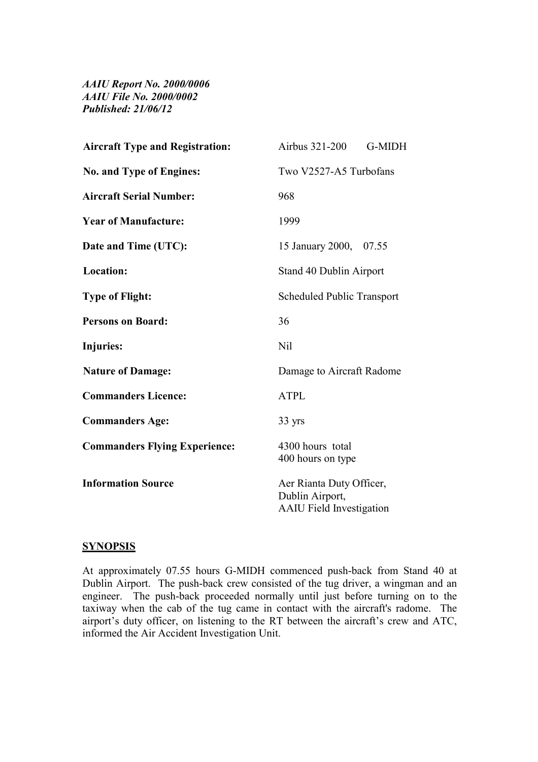*AAIU Report No. 2000/0006*
*AAIU File No. 2000/0002*
*Published: 21/06/12*

| | |
|---|---|
| **Aircraft Type and Registration:** | Airbus 321-200 G-MIDH |
| **No. and Type of Engines:** | Two V2527-A5 Turbofans |
| **Aircraft Serial Number:** | 968 |
| **Year of Manufacture:** | 1999 |
| **Date and Time (UTC):** | 15 January 2000, 07.55 |
| **Location:** | Stand 40 Dublin Airport |
| **Type of Flight:** | Scheduled Public Transport |
| **Persons on Board:** | 36 |
| **Injuries:** | Nil |
| **Nature of Damage:** | Damage to Aircraft Radome |
| **Commanders Licence:** | ATPL |
| **Commanders Age:** | 33 yrs |
| **Commanders Flying Experience:** | 4300 hours total<br>400 hours on type |
| **Information Source** | Aer Rianta Duty Officer,<br>Dublin Airport,<br>AAIU Field Investigation |

## SYNOPSIS

At approximately 07.55 hours G-MIDH commenced push-back from Stand 40 at Dublin Airport. The push-back crew consisted of the tug driver, a wingman and an engineer. The push-back proceeded normally until just before turning on to the taxiway when the cab of the tug came in contact with the aircraft's radome. The airport's duty officer, on listening to the RT between the aircraft's crew and ATC, informed the Air Accident Investigation Unit.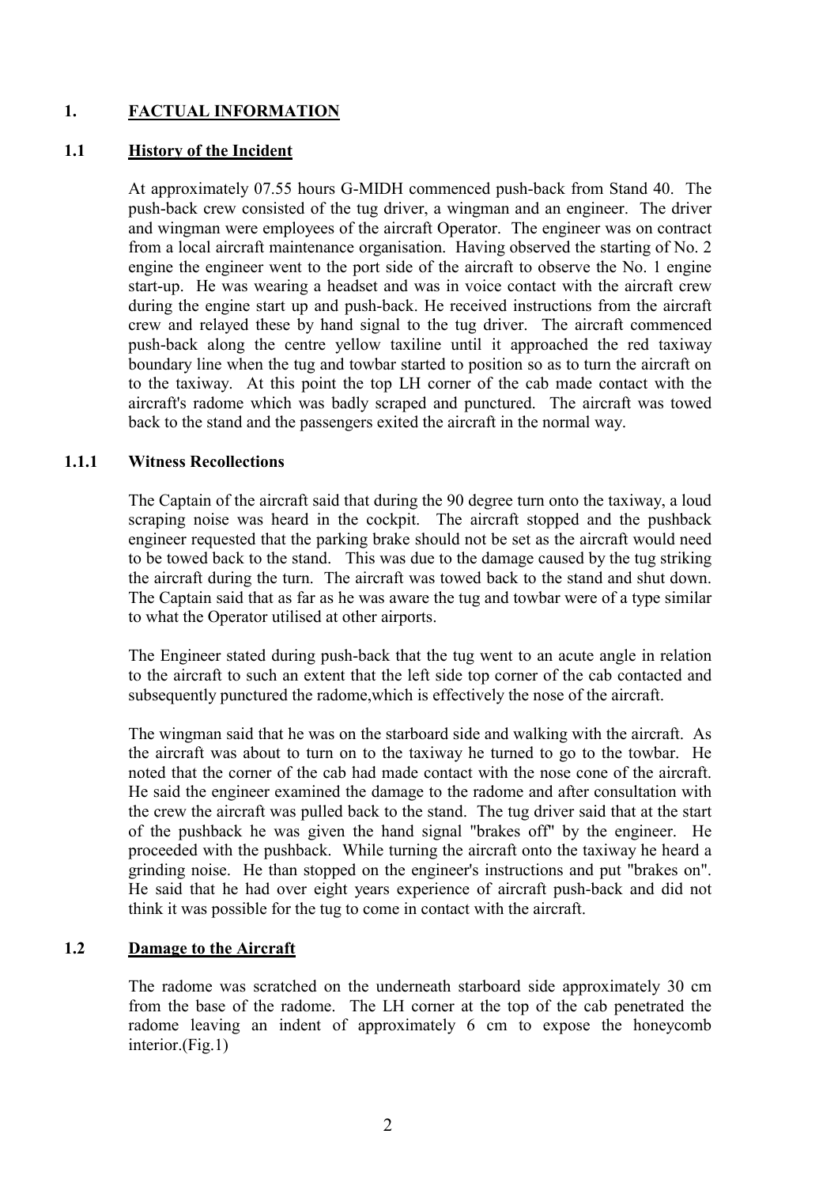# 1. FACTUAL INFORMATION

## 1.1 History of the Incident

At approximately 07.55 hours G-MIDH commenced push-back from Stand 40. The push-back crew consisted of the tug driver, a wingman and an engineer. The driver and wingman were employees of the aircraft Operator. The engineer was on contract from a local aircraft maintenance organisation. Having observed the starting of No. 2 engine the engineer went to the port side of the aircraft to observe the No. 1 engine start-up. He was wearing a headset and was in voice contact with the aircraft crew during the engine start up and push-back. He received instructions from the aircraft crew and relayed these by hand signal to the tug driver. The aircraft commenced push-back along the centre yellow taxiline until it approached the red taxiway boundary line when the tug and towbar started to position so as to turn the aircraft on to the taxiway. At this point the top LH corner of the cab made contact with the aircraft's radome which was badly scraped and punctured. The aircraft was towed back to the stand and the passengers exited the aircraft in the normal way.

### 1.1.1 Witness Recollections

The Captain of the aircraft said that during the 90 degree turn onto the taxiway, a loud scraping noise was heard in the cockpit. The aircraft stopped and the pushback engineer requested that the parking brake should not be set as the aircraft would need to be towed back to the stand. This was due to the damage caused by the tug striking the aircraft during the turn. The aircraft was towed back to the stand and shut down. The Captain said that as far as he was aware the tug and towbar were of a type similar to what the Operator utilised at other airports.

The Engineer stated during push-back that the tug went to an acute angle in relation to the aircraft to such an extent that the left side top corner of the cab contacted and subsequently punctured the radome,which is effectively the nose of the aircraft.

The wingman said that he was on the starboard side and walking with the aircraft. As the aircraft was about to turn on to the taxiway he turned to go to the towbar. He noted that the corner of the cab had made contact with the nose cone of the aircraft. He said the engineer examined the damage to the radome and after consultation with the crew the aircraft was pulled back to the stand. The tug driver said that at the start of the pushback he was given the hand signal "brakes off" by the engineer. He proceeded with the pushback. While turning the aircraft onto the taxiway he heard a grinding noise. He than stopped on the engineer's instructions and put "brakes on". He said that he had over eight years experience of aircraft push-back and did not think it was possible for the tug to come in contact with the aircraft.

## 1.2 Damage to the Aircraft

The radome was scratched on the underneath starboard side approximately 30 cm from the base of the radome. The LH corner at the top of the cab penetrated the radome leaving an indent of approximately 6 cm to expose the honeycomb interior.(Fig.1)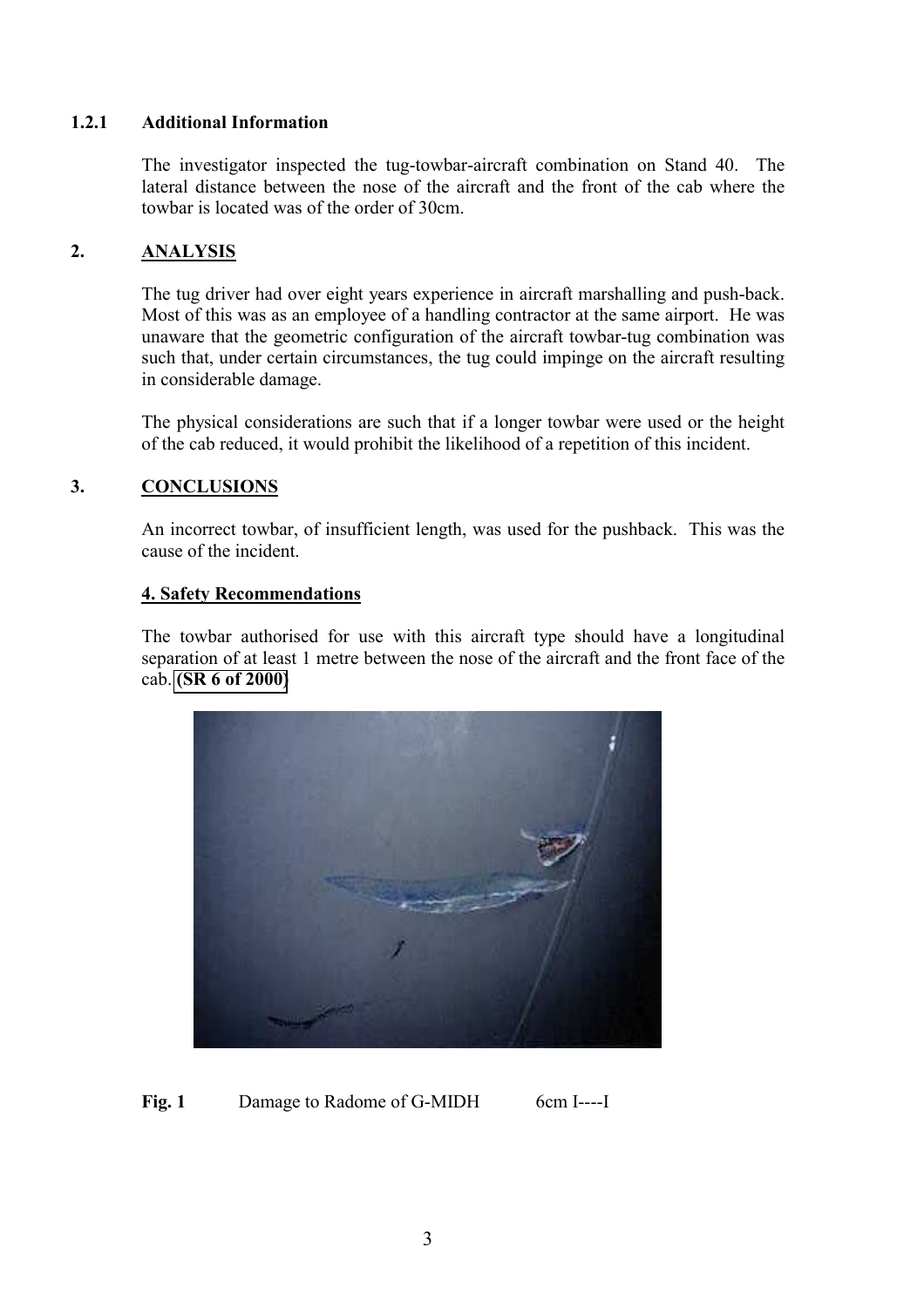### 1.2.1 Additional Information

The investigator inspected the tug-towbar-aircraft combination on Stand 40. The lateral distance between the nose of the aircraft and the front of the cab where the towbar is located was of the order of 30cm.

## 2. ANALYSIS

The tug driver had over eight years experience in aircraft marshalling and push-back. Most of this was as an employee of a handling contractor at the same airport. He was unaware that the geometric configuration of the aircraft towbar-tug combination was such that, under certain circumstances, the tug could impinge on the aircraft resulting in considerable damage.

The physical considerations are such that if a longer towbar were used or the height of the cab reduced, it would prohibit the likelihood of a repetition of this incident.

## 3. CONCLUSIONS

An incorrect towbar, of insufficient length, was used for the pushback. This was the cause of the incident.

### 4. Safety Recommendations

The towbar authorised for use with this aircraft type should have a longitudinal separation of at least 1 metre between the nose of the aircraft and the front face of the cab. **(SR 6 of 2000)**

**Fig. 1** Damage to Radome of G-MIDH 6cm I----I